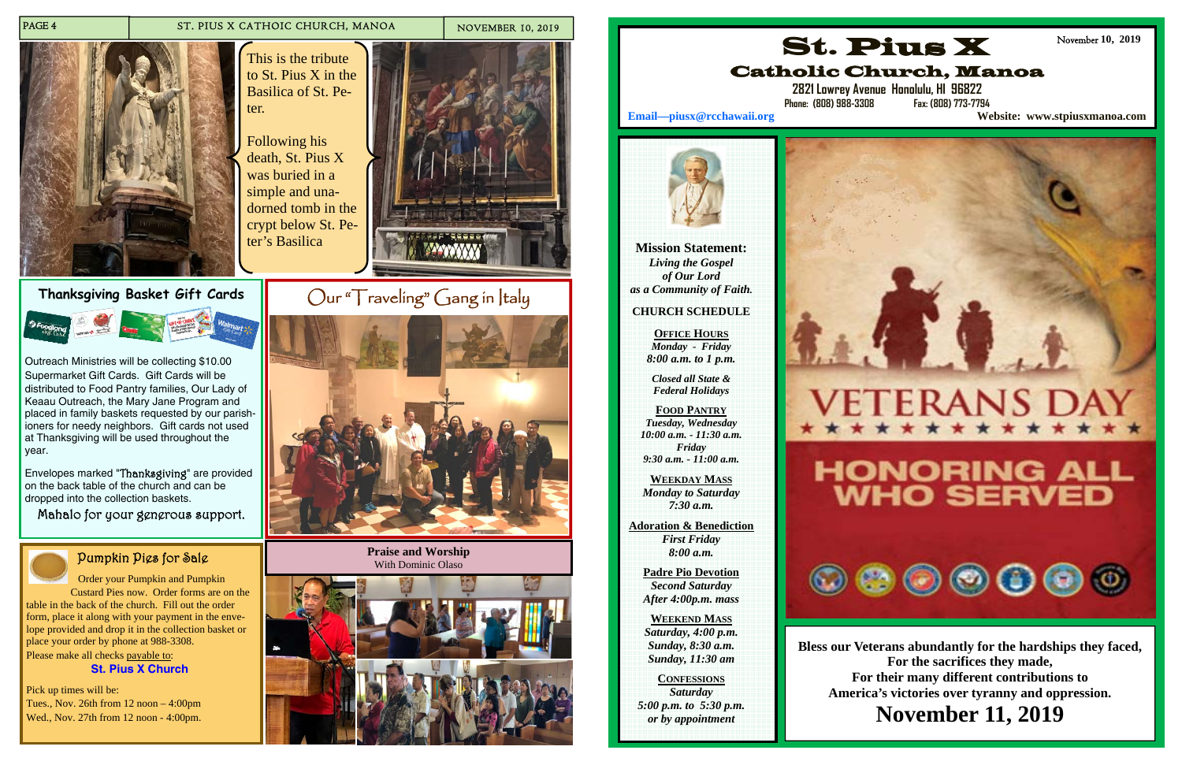This is the tribute to St. Pius X in the Basilica of St. Peter.

Following his death, St. Pius X was buried in a simple and unadorned tomb in the crypt below St. Peter's Basilica

## Thanksgiving Basket Gift Cards

Outreach Ministries will be collecting $10.00 Supermarket Gift Cards. Gift Cards will be distributed to Food Pantry families, Our Lady of Keaau Outreach, the Mary Jane Program and placed in family baskets requested by our parishioners for needy neighbors. Gift cards not used at Thanksgiving will be used throughout the year.

Envelopes marked "Thanksgiving" are provided on the back table of the church and can be dropped into the collection baskets.

Mahalo for your generous support.

## Our "Traveling" Gang in Italy

## Pumpkin Pies for Sale

Order your Pumpkin and Pumpkin Custard Pies now. Order forms are on the table in the back of the church. Fill out the order form, place it along with your payment in the envelope provided and drop it in the collection basket or place your order by phone at 988-3308.

Please make all checks payable to:

**St. Pius X Church**

Pick up times will be:
Tues., Nov. 26th from 12 noon – 4:00pm
Wed., Nov. 27th from 12 noon - 4:00pm.

## Praise and Worship

With Dominic Olaso

# St. Pius X
## Catholic Church, Manoa

November 10, 2019

2821 Lowrey Avenue Honolulu, HI 96822
Phone: (808) 988-3308 Fax: (808) 773-7794

Email—piusx@rcchawaii.org
Website: www.stpiusxmanoa.com

**Mission Statement:**
***Living the Gospel of Our Lord as a Community of Faith.***

**CHURCH SCHEDULE**

**OFFICE HOURS**
*Monday - Friday*
*8:00 a.m. to 1 p.m.*

*Closed all State & Federal Holidays*

**FOOD PANTRY**
*Tuesday, Wednesday*
*10:00 a.m. - 11:30 a.m.*
*Friday*
*9:30 a.m. - 11:00 a.m.*

**WEEKDAY MASS**
*Monday to Saturday*
*7:30 a.m.*

**Adoration & Benediction**
*First Friday*
*8:00 a.m.*

**Padre Pio Devotion**
*Second Saturday*
*After 4:00p.m. mass*

**WEEKEND MASS**
*Saturday, 4:00 p.m.*
*Sunday, 8:30 a.m.*
*Sunday, 11:30 am*

**CONFESSIONS**
*Saturday*
*5:00 p.m. to 5:30 p.m.*
*or by appointment*

VETERANS DAY

HONORING ALL WHO SERVED

**Bless our Veterans abundantly for the hardships they faced, For the sacrifices they made, For their many different contributions to America's victories over tyranny and oppression.**

**November 11, 2019**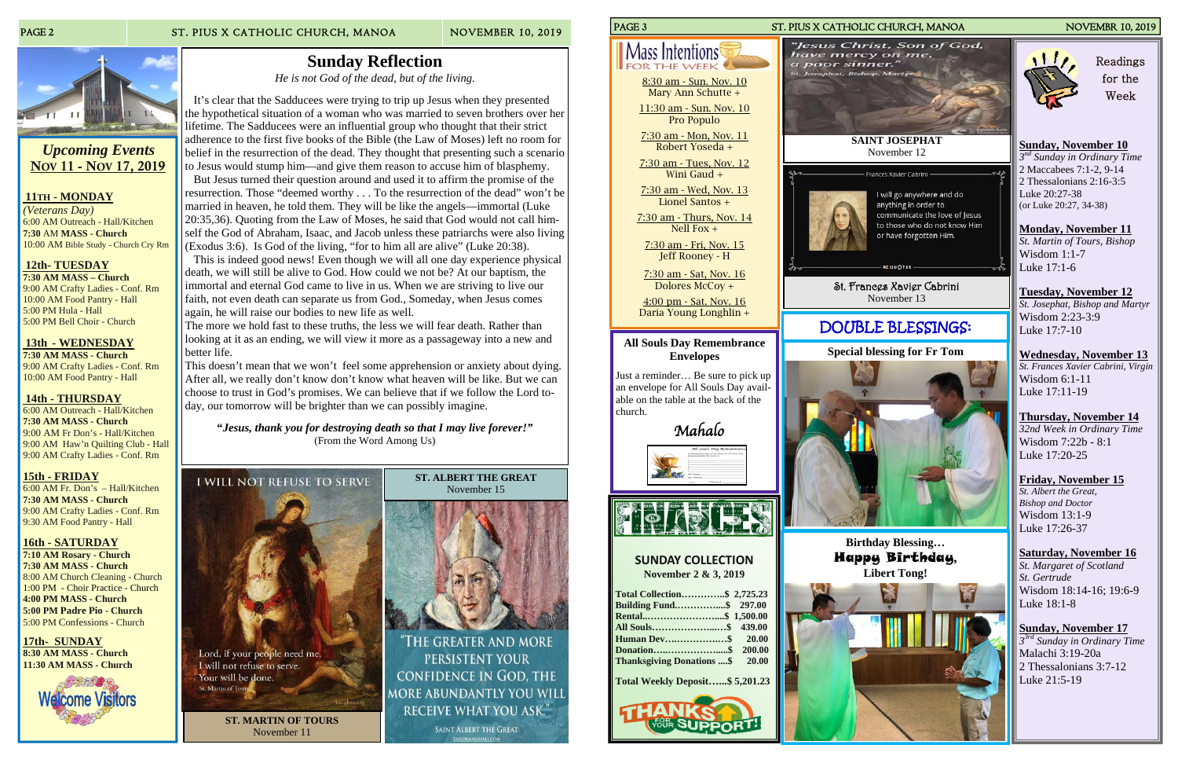## Upcoming Events
## Nov 11 - Nov 17, 2019

**11TH - MONDAY**
*(Veterans Day)*
6:00 AM Outreach - Hall/Kitchen
**7:30 AM MASS - Church**
10:00 AM Bible Study - Church Cry Rm

**12th- TUESDAY**
**7:30 AM MASS – Church**
9:00 AM Crafty Ladies - Conf. Rm
10:00 AM Food Pantry - Hall
5:00 PM Hula - Hall
5:00 PM Bell Choir - Church

**13th - WEDNESDAY**
**7:30 AM MASS - Church**
9:00 AM Crafty Ladies - Conf. Rm
10:00 AM Food Pantry - Hall

**14th - THURSDAY**
6:00 AM Outreach - Hall/Kitchen
**7:30 AM MASS - Church**
9:00 AM Fr Don's - Hall/Kitchen
9:00 AM Haw'n Quilting Club - Hall
9:00 AM Crafty Ladies - Conf. Rm

**15th - FRIDAY**
6:00 AM Fr. Don's – Hall/Kitchen
**7:30 AM MASS - Church**
9:00 AM Crafty Ladies - Conf. Rm
9:30 AM Food Pantry - Hall

**16th - SATURDAY**
**7:10 AM Rosary - Church**
**7:30 AM MASS - Church**
8:00 AM Church Cleaning - Church
1:00 PM - Choir Practice - Church
**4:00 PM MASS - Church**
**5:00 PM Padre Pio - Church**
5:00 PM Confessions - Church

**17th- SUNDAY**
**8:30 AM MASS - Church**
**11:30 AM MASS - Church**

Welcome Visitors

# Sunday Reflection

*He is not God of the dead, but of the living.*

It's clear that the Sadducees were trying to trip up Jesus when they presented the hypothetical situation of a woman who was married to seven brothers over her lifetime. The Sadducees were an influential group who thought that their strict adherence to the first five books of the Bible (the Law of Moses) left no room for belief in the resurrection of the dead. They thought that presenting such a scenario to Jesus would stump him—and give them reason to accuse him of blasphemy.

But Jesus turned their question around and used it to affirm the promise of the resurrection. Those "deemed worthy . . . To the resurrection of the dead" won't be married in heaven, he told them. They will be like the angels—immortal (Luke 20:35,36). Quoting from the Law of Moses, he said that God would not call himself the God of Abraham, Isaac, and Jacob unless these patriarchs were also living (Exodus 3:6). Is God of the living, "for to him all are alive" (Luke 20:38).

This is indeed good news! Even though we will all one day experience physical death, we will still be alive to God. How could we not be? At our baptism, the immortal and eternal God came to live in us. When we are striving to live our faith, not even death can separate us from God., Someday, when Jesus comes again, he will raise our bodies to new life as well.

The more we hold fast to these truths, the less we will fear death. Rather than looking at it as an ending, we will view it more as a passageway into a new and better life.

This doesn't mean that we won't feel some apprehension or anxiety about dying. After all, we really don't know don't know what heaven will be like. But we can choose to trust in God's promises. We can believe that if we follow the Lord today, our tomorrow will be brighter than we can possibly imagine.

***"Jesus, thank you for destroying death so that I may live forever!"***
(From the Word Among Us)

I WILL NOT REFUSE TO SERVE

Lord, if your people need me, I will not refuse to serve. Your will be done. St. Martin of Tours

**ST. MARTIN OF TOURS**
November 11

**ST. ALBERT THE GREAT**
November 15

"THE GREATER AND MORE PERSISTENT YOUR CONFIDENCE IN GOD, THE MORE ABUNDANTLY YOU WILL RECEIVE WHAT YOU ASK." SAINT ALBERT THE GREAT

## Mass Intentions FOR THE WEEK

8:30 am - Sun. Nov. 10
Mary Ann Schutte +

11:30 am - Sun. Nov. 10
Pro Populo

7:30 am - Mon, Nov. 11
Robert Yoseda +

7:30 am - Tues, Nov. 12
Wini Gaud +

7:30 am - Wed, Nov. 13
Lionel Santos +

7:30 am - Thurs, Nov. 14
Nell Fox +

7:30 am - Fri, Nov. 15
Jeff Rooney - H

7:30 am - Sat, Nov. 16
Dolores McCoy +

4:00 pm - Sat. Nov. 16
Daria Young Longhlin +

**All Souls Day Remembrance Envelopes**

Just a reminder… Be sure to pick up an envelope for All Souls Day available on the table at the back of the church.

*Mahalo*

FINANCES

**SUNDAY COLLECTION**
**November 2 & 3, 2019**

| | |
|---|---|
| **Total Collection** | **$ 2,725.23** |
| **Building Fund** | **$ 297.00** |
| **Rental** | **$ 1,500.00** |
| **All Souls** | **$ 439.00** |
| **Human Dev** | **$ 20.00** |
| **Donation** | **$ 200.00** |
| **Thanksgiving Donations** | **$ 20.00** |
| **Total Weekly Deposit** | **$ 5,201.23** |

THANKS FOR YOUR SUPPORT!

"Jesus Christ, Son of God, have mercy on me, a poor sinner." St. Josaphat, Bishop, Martyr

**SAINT JOSEPHAT**
November 12

Frances Xavier Cabrini
I will go anywhere and do anything in order to communicate the love of Jesus to those who do not know Him or have forgotten Him.

St. Frances Xavier Cabrini
November 13

## DOUBLE BLESSINGS:

**Special blessing for Fr Tom**

**Birthday Blessing…**
**Happy Birthday,**
**Libert Tong!**

## Readings for the Week

**Sunday, November 10**
*3rd Sunday in Ordinary Time*
2 Maccabees 7:1-2, 9-14
2 Thessalonians 2:16-3:5
Luke 20:27-38
(or Luke 20:27, 34-38)

**Monday, November 11**
*St. Martin of Tours, Bishop*
Wisdom 1:1-7
Luke 17:1-6

**Tuesday, November 12**
*St. Josephat, Bishop and Martyr*
Wisdom 2:23-3:9
Luke 17:7-10

**Wednesday, November 13**
*St. Frances Xavier Cabrini, Virgin*
Wisdom 6:1-11
Luke 17:11-19

**Thursday, November 14**
*32nd Week in Ordinary Time*
Wisdom 7:22b - 8:1
Luke 17:20-25

**Friday, November 15**
*St. Albert the Great, Bishop and Doctor*
Wisdom 13:1-9
Luke 17:26-37

**Saturday, November 16**
*St. Margaret of Scotland*
*St. Gertrude*
Wisdom 18:14-16; 19:6-9
Luke 18:1-8

**Sunday, November 17**
*33rd Sunday in Ordinary Time*
Malachi 3:19-20a
2 Thessalonians 3:7-12
Luke 21:5-19